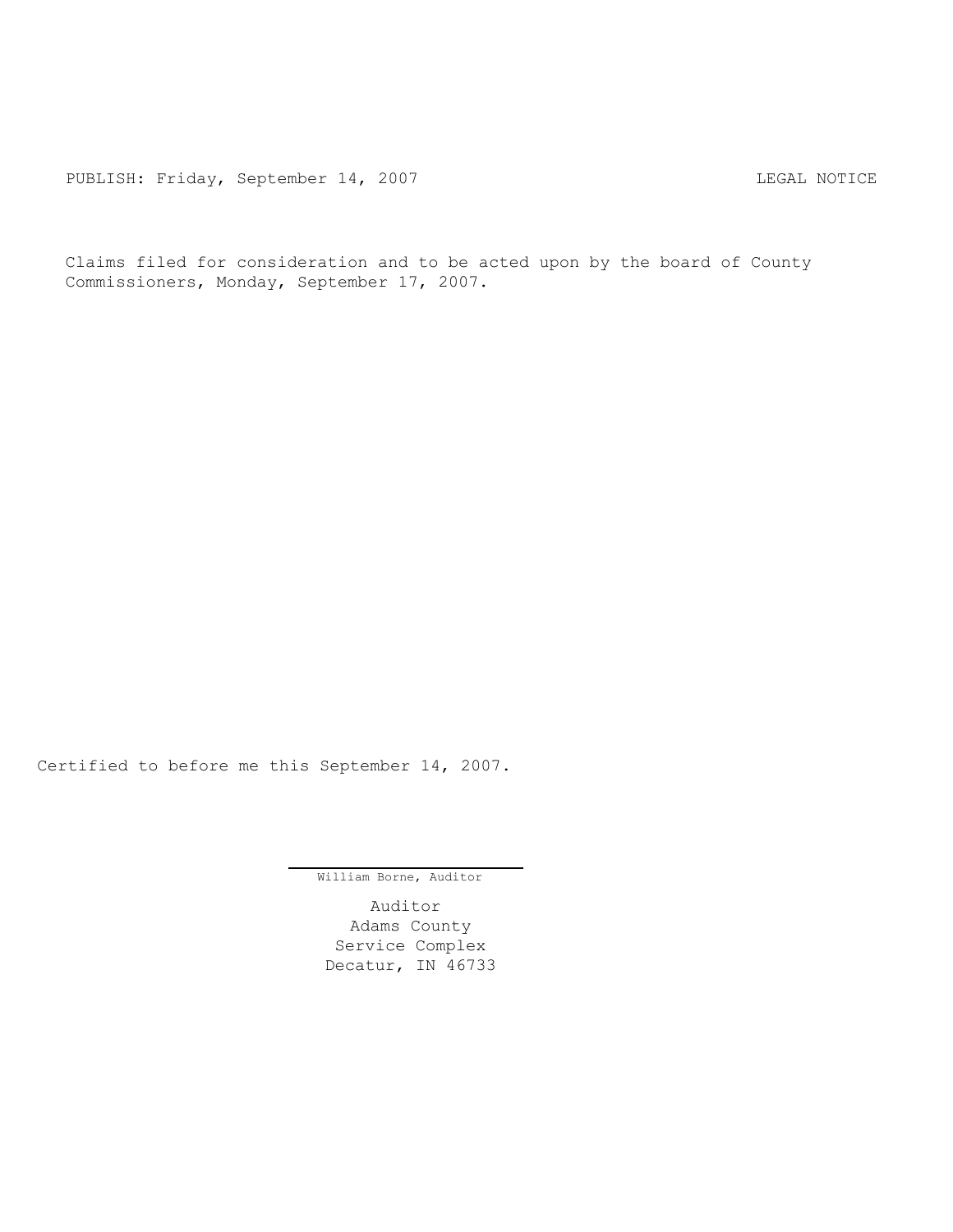PUBLISH: Friday, September 14, 2007 LEGAL NOTICE

Claims filed for consideration and to be acted upon by the board of County Commissioners, Monday, September 17, 2007.

Certified to before me this September 14, 2007.

William Borne, Auditor

Auditor
Adams County
Service Complex
Decatur, IN 46733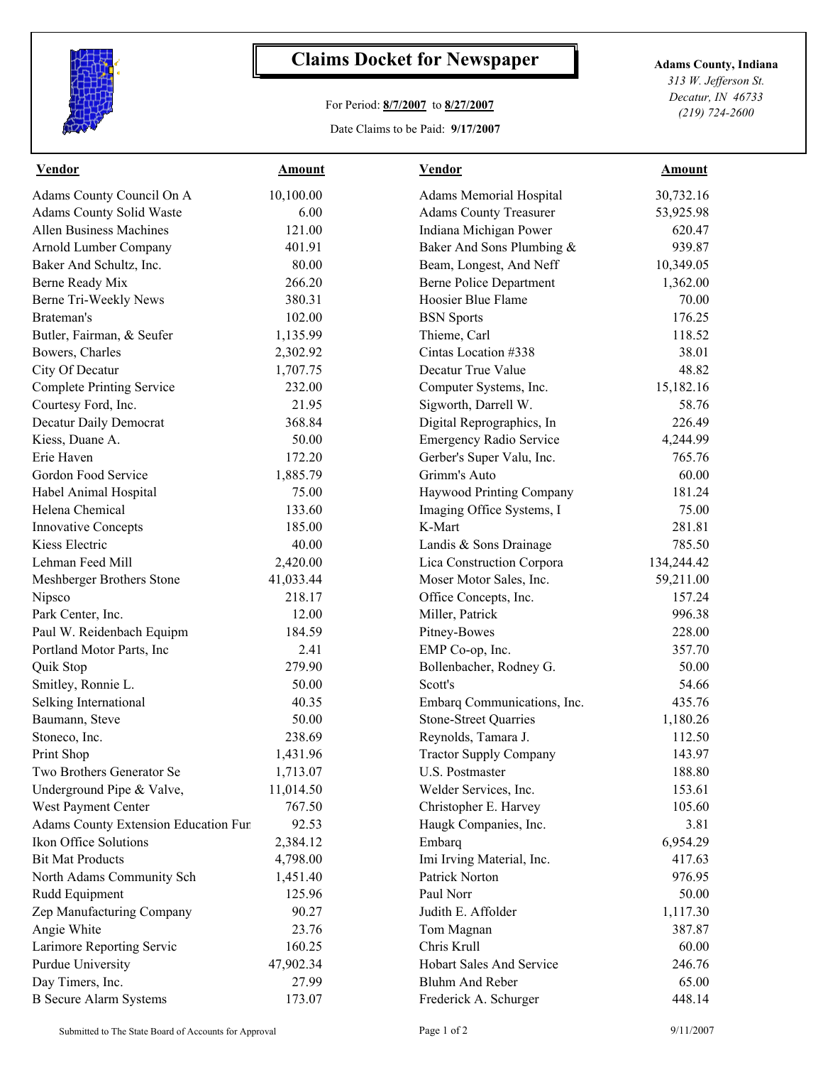# Claims Docket for Newspaper

For Period: **8/7/2007** to **8/27/2007**

Date Claims to be Paid: **9/17/2007**

**Adams County, Indiana**
*313 W. Jefferson St.*
*Decatur, IN 46733*
*(219) 724-2600*

| Vendor | Amount | Vendor | Amount |
|---|---|---|---|
| Adams County Council On A | 10,100.00 | Adams Memorial Hospital | 30,732.16 |
| Adams County Solid Waste | 6.00 | Adams County Treasurer | 53,925.98 |
| Allen Business Machines | 121.00 | Indiana Michigan Power | 620.47 |
| Arnold Lumber Company | 401.91 | Baker And Sons Plumbing & | 939.87 |
| Baker And Schultz, Inc. | 80.00 | Beam, Longest, And Neff | 10,349.05 |
| Berne Ready Mix | 266.20 | Berne Police Department | 1,362.00 |
| Berne Tri-Weekly News | 380.31 | Hoosier Blue Flame | 70.00 |
| Brateman's | 102.00 | BSN Sports | 176.25 |
| Butler, Fairman, & Seufer | 1,135.99 | Thieme, Carl | 118.52 |
| Bowers, Charles | 2,302.92 | Cintas Location #338 | 38.01 |
| City Of Decatur | 1,707.75 | Decatur True Value | 48.82 |
| Complete Printing Service | 232.00 | Computer Systems, Inc. | 15,182.16 |
| Courtesy Ford, Inc. | 21.95 | Sigworth, Darrell W. | 58.76 |
| Decatur Daily Democrat | 368.84 | Digital Reprographics, In | 226.49 |
| Kiess, Duane A. | 50.00 | Emergency Radio Service | 4,244.99 |
| Erie Haven | 172.20 | Gerber's Super Valu, Inc. | 765.76 |
| Gordon Food Service | 1,885.79 | Grimm's Auto | 60.00 |
| Habel Animal Hospital | 75.00 | Haywood Printing Company | 181.24 |
| Helena Chemical | 133.60 | Imaging Office Systems, I | 75.00 |
| Innovative Concepts | 185.00 | K-Mart | 281.81 |
| Kiess Electric | 40.00 | Landis & Sons Drainage | 785.50 |
| Lehman Feed Mill | 2,420.00 | Lica Construction Corpora | 134,244.42 |
| Meshberger Brothers Stone | 41,033.44 | Moser Motor Sales, Inc. | 59,211.00 |
| Nipsco | 218.17 | Office Concepts, Inc. | 157.24 |
| Park Center, Inc. | 12.00 | Miller, Patrick | 996.38 |
| Paul W. Reidenbach Equipm | 184.59 | Pitney-Bowes | 228.00 |
| Portland Motor Parts, Inc | 2.41 | EMP Co-op, Inc. | 357.70 |
| Quik Stop | 279.90 | Bollenbacher, Rodney G. | 50.00 |
| Smitley, Ronnie L. | 50.00 | Scott's | 54.66 |
| Selking International | 40.35 | Embarq Communications, Inc. | 435.76 |
| Baumann, Steve | 50.00 | Stone-Street Quarries | 1,180.26 |
| Stoneco, Inc. | 238.69 | Reynolds, Tamara J. | 112.50 |
| Print Shop | 1,431.96 | Tractor Supply Company | 143.97 |
| Two Brothers Generator Se | 1,713.07 | U.S. Postmaster | 188.80 |
| Underground Pipe & Valve, | 11,014.50 | Welder Services, Inc. | 153.61 |
| West Payment Center | 767.50 | Christopher E. Harvey | 105.60 |
| Adams County Extension Education Fur | 92.53 | Haugk Companies, Inc. | 3.81 |
| Ikon Office Solutions | 2,384.12 | Embarq | 6,954.29 |
| Bit Mat Products | 4,798.00 | Imi Irving Material, Inc. | 417.63 |
| North Adams Community Sch | 1,451.40 | Patrick Norton | 976.95 |
| Rudd Equipment | 125.96 | Paul Norr | 50.00 |
| Zep Manufacturing Company | 90.27 | Judith E. Affolder | 1,117.30 |
| Angie White | 23.76 | Tom Magnan | 387.87 |
| Larimore Reporting Servic | 160.25 | Chris Krull | 60.00 |
| Purdue University | 47,902.34 | Hobart Sales And Service | 246.76 |
| Day Timers, Inc. | 27.99 | Bluhm And Reber | 65.00 |
| B Secure Alarm Systems | 173.07 | Frederick A. Schurger | 448.14 |

Submitted to The State Board of Accounts for Approval

9/11/2007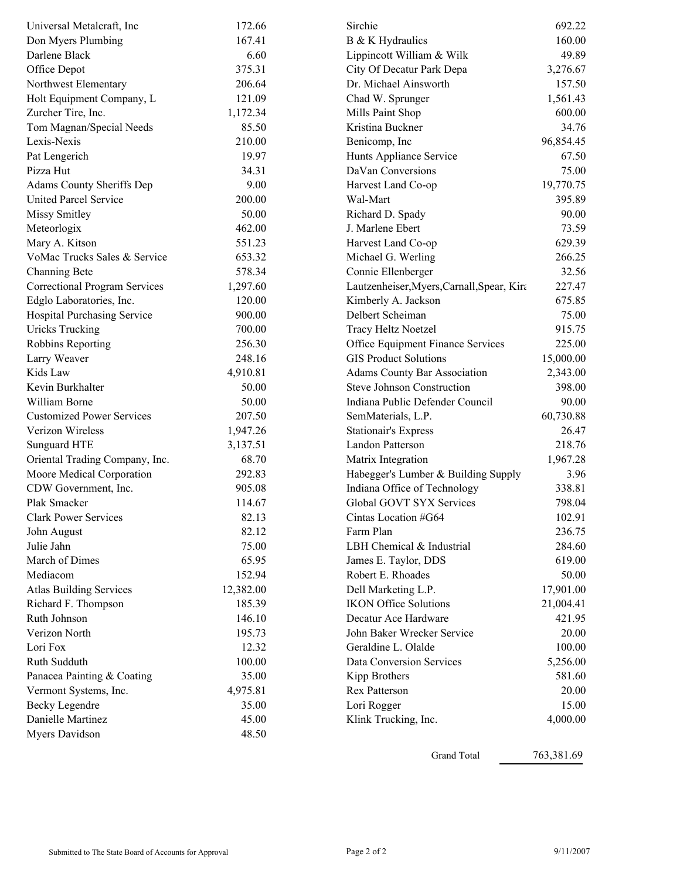| | | | |
|---|---|---|---|
| Universal Metalcraft, Inc | 172.66 | Sirchie | 692.22 |
| Don Myers Plumbing | 167.41 | B & K Hydraulics | 160.00 |
| Darlene Black | 6.60 | Lippincott William & Wilk | 49.89 |
| Office Depot | 375.31 | City Of Decatur Park Depa | 3,276.67 |
| Northwest Elementary | 206.64 | Dr. Michael Ainsworth | 157.50 |
| Holt Equipment Company, L | 121.09 | Chad W. Sprunger | 1,561.43 |
| Zurcher Tire, Inc. | 1,172.34 | Mills Paint Shop | 600.00 |
| Tom Magnan/Special Needs | 85.50 | Kristina Buckner | 34.76 |
| Lexis-Nexis | 210.00 | Benicomp, Inc | 96,854.45 |
| Pat Lengerich | 19.97 | Hunts Appliance Service | 67.50 |
| Pizza Hut | 34.31 | DaVan Conversions | 75.00 |
| Adams County Sheriffs Dep | 9.00 | Harvest Land Co-op | 19,770.75 |
| United Parcel Service | 200.00 | Wal-Mart | 395.89 |
| Missy Smitley | 50.00 | Richard D. Spady | 90.00 |
| Meteorlogix | 462.00 | J. Marlene Ebert | 73.59 |
| Mary A. Kitson | 551.23 | Harvest Land Co-op | 629.39 |
| VoMac Trucks Sales & Service | 653.32 | Michael G. Werling | 266.25 |
| Channing Bete | 578.34 | Connie Ellenberger | 32.56 |
| Correctional Program Services | 1,297.60 | Lautzenheiser,Myers,Carnall,Spear, Kira | 227.47 |
| Edglo Laboratories, Inc. | 120.00 | Kimberly A. Jackson | 675.85 |
| Hospital Purchasing Service | 900.00 | Delbert Scheiman | 75.00 |
| Uricks Trucking | 700.00 | Tracy Heltz Noetzel | 915.75 |
| Robbins Reporting | 256.30 | Office Equipment Finance Services | 225.00 |
| Larry Weaver | 248.16 | GIS Product Solutions | 15,000.00 |
| Kids Law | 4,910.81 | Adams County Bar Association | 2,343.00 |
| Kevin Burkhalter | 50.00 | Steve Johnson Construction | 398.00 |
| William Borne | 50.00 | Indiana Public Defender Council | 90.00 |
| Customized Power Services | 207.50 | SemMaterials, L.P. | 60,730.88 |
| Verizon Wireless | 1,947.26 | Stationair's Express | 26.47 |
| Sunguard HTE | 3,137.51 | Landon Patterson | 218.76 |
| Oriental Trading Company, Inc. | 68.70 | Matrix Integration | 1,967.28 |
| Moore Medical Corporation | 292.83 | Habegger's Lumber & Building Supply | 3.96 |
| CDW Government, Inc. | 905.08 | Indiana Office of Technology | 338.81 |
| Plak Smacker | 114.67 | Global GOVT SYX Services | 798.04 |
| Clark Power Services | 82.13 | Cintas Location #G64 | 102.91 |
| John August | 82.12 | Farm Plan | 236.75 |
| Julie Jahn | 75.00 | LBH Chemical & Industrial | 284.60 |
| March of Dimes | 65.95 | James E. Taylor, DDS | 619.00 |
| Mediacom | 152.94 | Robert E. Rhoades | 50.00 |
| Atlas Building Services | 12,382.00 | Dell Marketing L.P. | 17,901.00 |
| Richard F. Thompson | 185.39 | IKON Office Solutions | 21,004.41 |
| Ruth Johnson | 146.10 | Decatur Ace Hardware | 421.95 |
| Verizon North | 195.73 | John Baker Wrecker Service | 20.00 |
| Lori Fox | 12.32 | Geraldine L. Olalde | 100.00 |
| Ruth Sudduth | 100.00 | Data Conversion Services | 5,256.00 |
| Panacea Painting & Coating | 35.00 | Kipp Brothers | 581.60 |
| Vermont Systems, Inc. | 4,975.81 | Rex Patterson | 20.00 |
| Becky Legendre | 35.00 | Lori Rogger | 15.00 |
| Danielle Martinez | 45.00 | Klink Trucking, Inc. | 4,000.00 |
| Myers Davidson | 48.50 | | |
| | | Grand Total | 763,381.69 |

Submitted to The State Board of Accounts for Approval 9/11/2007